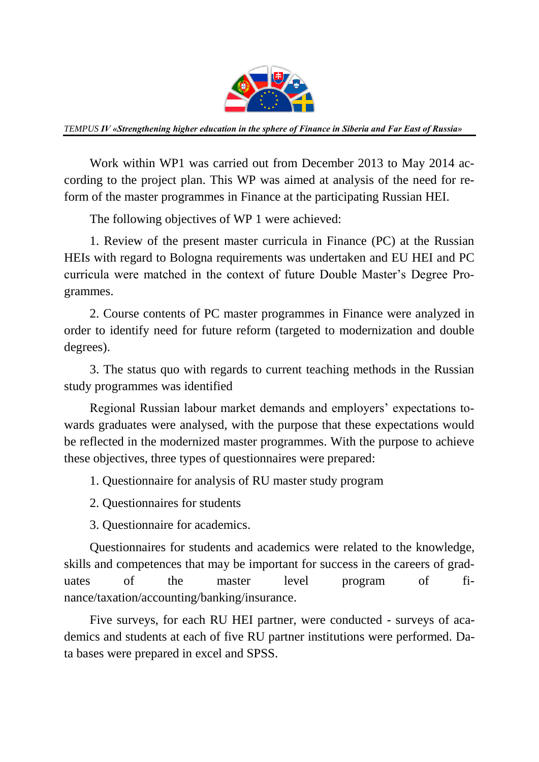Work within WP1 was carried out from December 2013 to May 2014 according to the project plan. This WP was aimed at analysis of the need for reform of the master programmes in Finance at the participating Russian HEI.

The following objectives of WP 1 were achieved:

1. Review of the present master curricula in Finance (PC) at the Russian HEIs with regard to Bologna requirements was undertaken and EU HEI and PC curricula were matched in the context of future Double Master's Degree Programmes.

2. Course contents of PC master programmes in Finance were analyzed in order to identify need for future reform (targeted to modernization and double degrees).

3. The status quo with regards to current teaching methods in the Russian study programmes was identified

Regional Russian labour market demands and employers' expectations towards graduates were analysed, with the purpose that these expectations would be reflected in the modernized master programmes. With the purpose to achieve these objectives, three types of questionnaires were prepared:

1. Questionnaire for analysis of RU master study program

2. Questionnaires for students

3. Questionnaire for academics.

Questionnaires for students and academics were related to the knowledge, skills and competences that may be important for success in the careers of graduates of the master level program of finance/taxation/accounting/banking/insurance.

Five surveys, for each RU HEI partner, were conducted - surveys of academics and students at each of five RU partner institutions were performed. Data bases were prepared in excel and SPSS.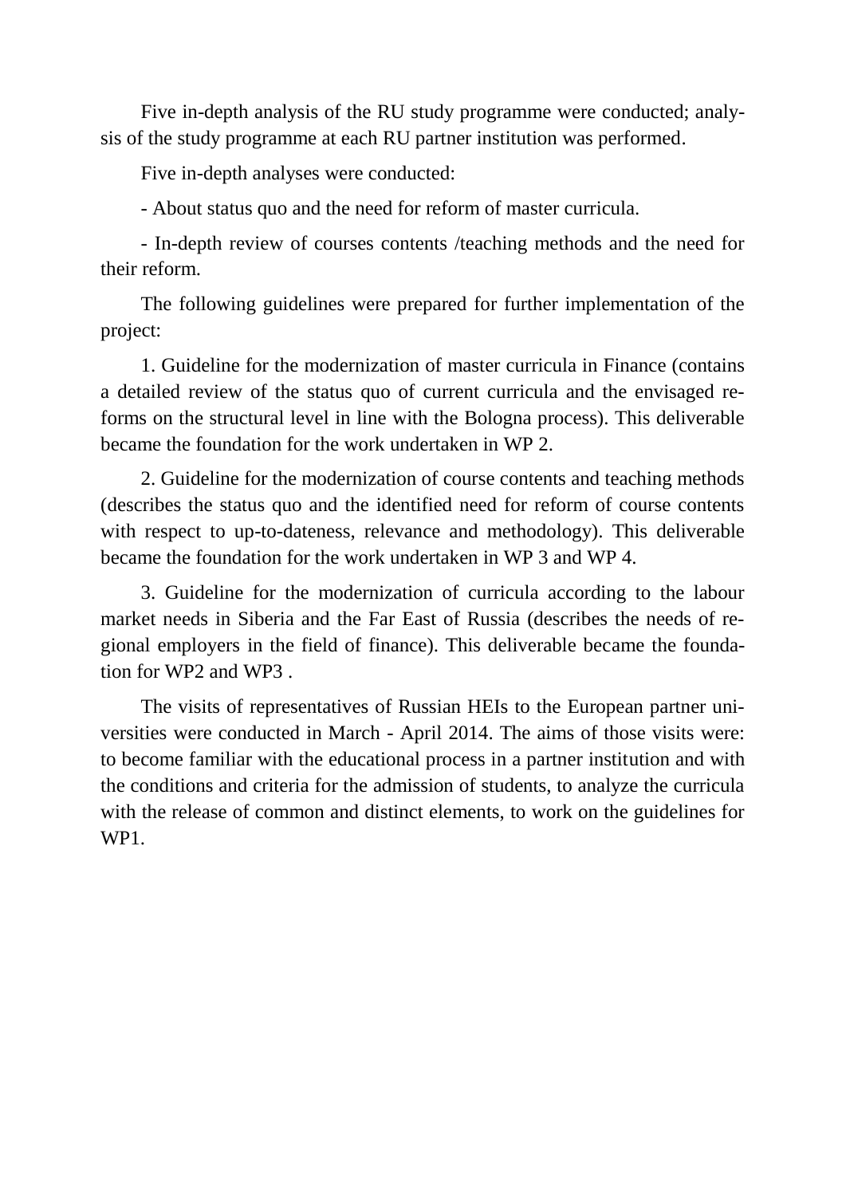Five in-depth analysis of the RU study programme were conducted; analysis of the study programme at each RU partner institution was performed.

Five in-depth analyses were conducted:

- About status quo and the need for reform of master curricula.

- In-depth review of courses contents /teaching methods and the need for their reform.

The following guidelines were prepared for further implementation of the project:

1. Guideline for the modernization of master curricula in Finance (contains a detailed review of the status quo of current curricula and the envisaged reforms on the structural level in line with the Bologna process). This deliverable became the foundation for the work undertaken in WP 2.

2. Guideline for the modernization of course contents and teaching methods (describes the status quo and the identified need for reform of course contents with respect to up-to-dateness, relevance and methodology). This deliverable became the foundation for the work undertaken in WP 3 and WP 4.

3. Guideline for the modernization of curricula according to the labour market needs in Siberia and the Far East of Russia (describes the needs of regional employers in the field of finance). This deliverable became the foundation for WP2 and WP3 .

The visits of representatives of Russian HEIs to the European partner universities were conducted in March - April 2014. The aims of those visits were: to become familiar with the educational process in a partner institution and with the conditions and criteria for the admission of students, to analyze the curricula with the release of common and distinct elements, to work on the guidelines for WP1.